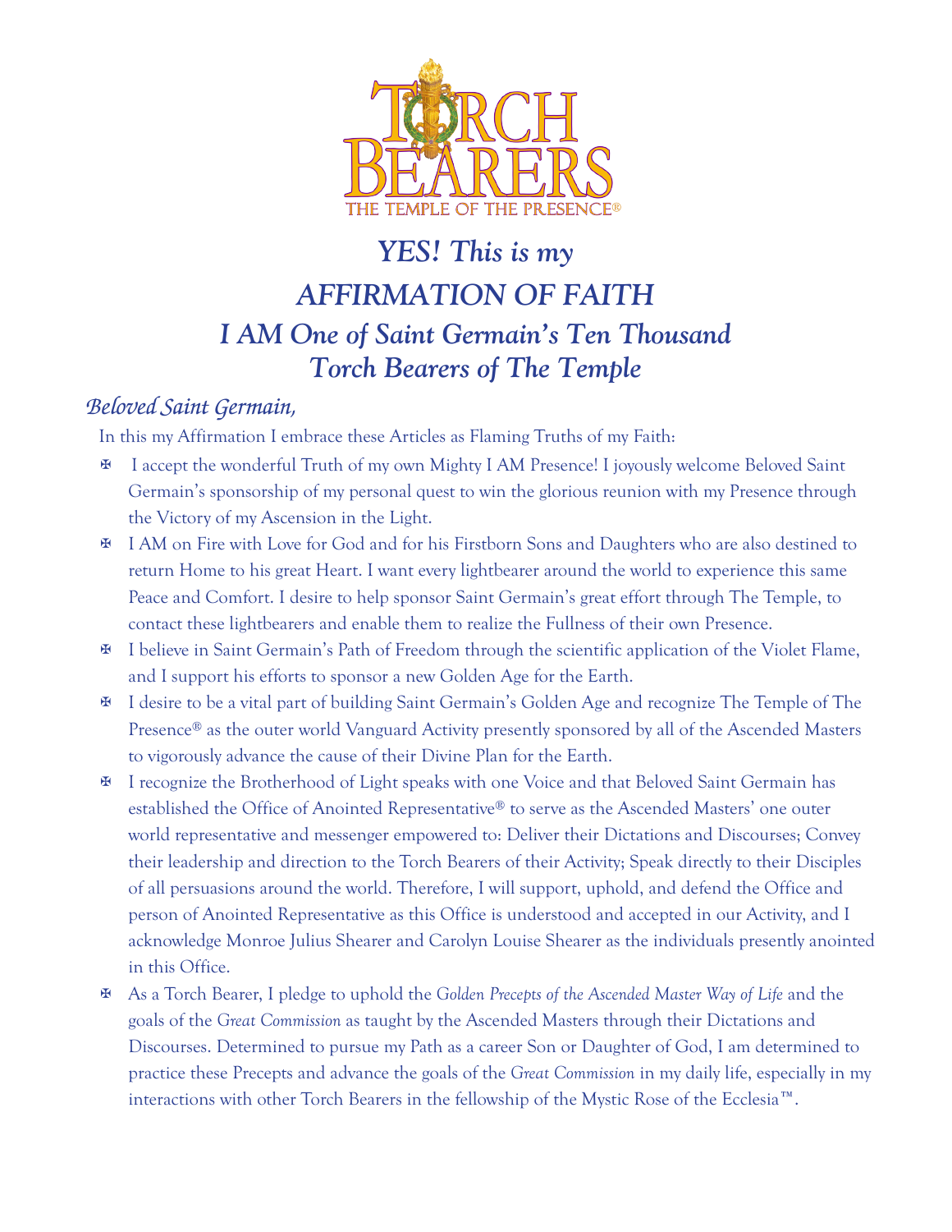# TORCH BEARERS

THE TEMPLE OF THE PRESENCE®

# *YES! This is my*
# *AFFIRMATION OF FAITH*
## *I AM One of Saint Germain's Ten Thousand Torch Bearers of The Temple*

*Beloved Saint Germain,*

In this my Affirmation I embrace these Articles as Flaming Truths of my Faith:

- I accept the wonderful Truth of my own Mighty I AM Presence! I joyously welcome Beloved Saint Germain's sponsorship of my personal quest to win the glorious reunion with my Presence through the Victory of my Ascension in the Light.
- I AM on Fire with Love for God and for his Firstborn Sons and Daughters who are also destined to return Home to his great Heart. I want every lightbearer around the world to experience this same Peace and Comfort. I desire to help sponsor Saint Germain's great effort through The Temple, to contact these lightbearers and enable them to realize the Fullness of their own Presence.
- I believe in Saint Germain's Path of Freedom through the scientific application of the Violet Flame, and I support his efforts to sponsor a new Golden Age for the Earth.
- I desire to be a vital part of building Saint Germain's Golden Age and recognize The Temple of The Presence® as the outer world Vanguard Activity presently sponsored by all of the Ascended Masters to vigorously advance the cause of their Divine Plan for the Earth.
- I recognize the Brotherhood of Light speaks with one Voice and that Beloved Saint Germain has established the Office of Anointed Representative® to serve as the Ascended Masters' one outer world representative and messenger empowered to: Deliver their Dictations and Discourses; Convey their leadership and direction to the Torch Bearers of their Activity; Speak directly to their Disciples of all persuasions around the world. Therefore, I will support, uphold, and defend the Office and person of Anointed Representative as this Office is understood and accepted in our Activity, and I acknowledge Monroe Julius Shearer and Carolyn Louise Shearer as the individuals presently anointed in this Office.
- As a Torch Bearer, I pledge to uphold the *Golden Precepts of the Ascended Master Way of Life* and the goals of the *Great Commission* as taught by the Ascended Masters through their Dictations and Discourses. Determined to pursue my Path as a career Son or Daughter of God, I am determined to practice these Precepts and advance the goals of the *Great Commission* in my daily life, especially in my interactions with other Torch Bearers in the fellowship of the Mystic Rose of the Ecclesia™.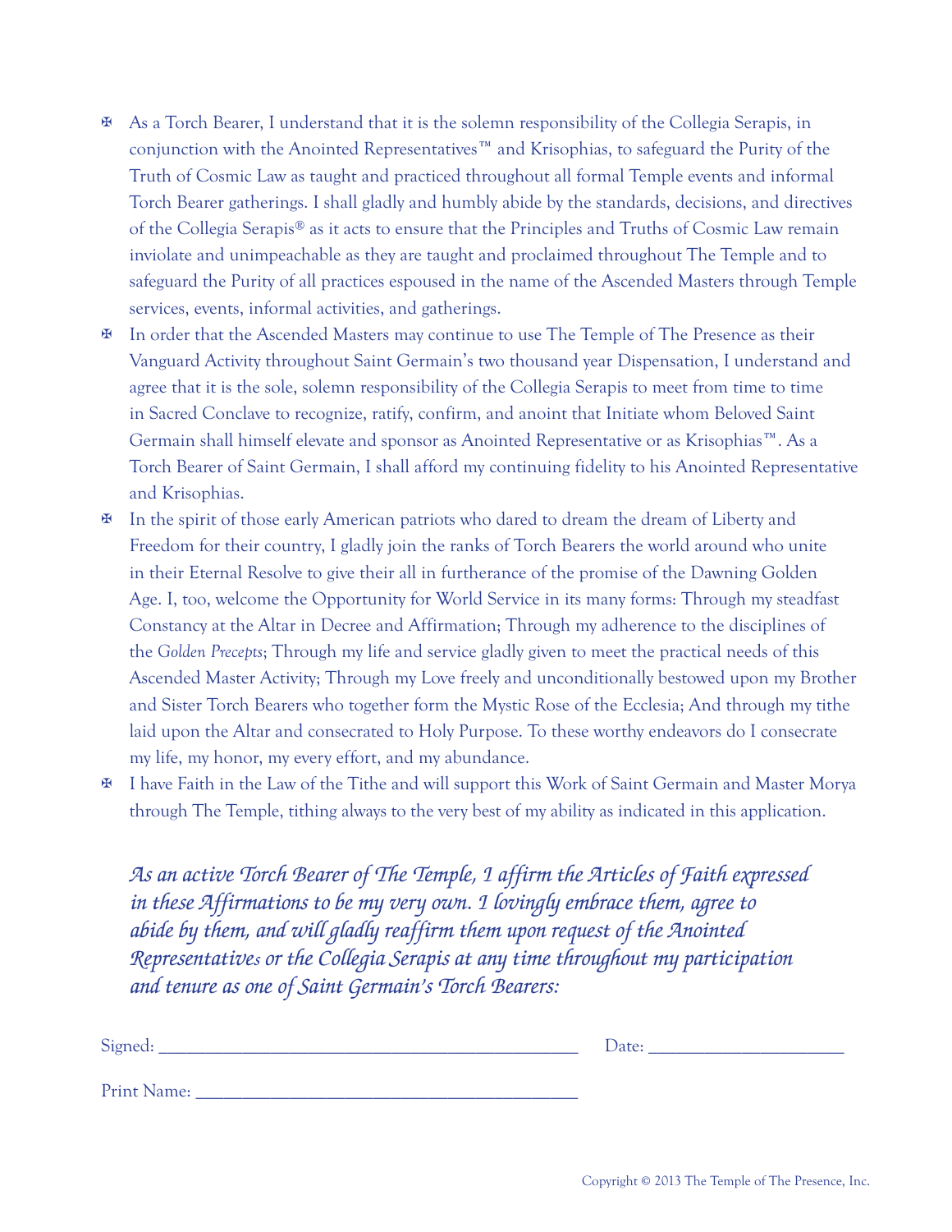- ✠ As a Torch Bearer, I understand that it is the solemn responsibility of the Collegia Serapis, in conjunction with the Anointed Representatives™ and Krisophias, to safeguard the Purity of the Truth of Cosmic Law as taught and practiced throughout all formal Temple events and informal Torch Bearer gatherings. I shall gladly and humbly abide by the standards, decisions, and directives of the Collegia Serapis® as it acts to ensure that the Principles and Truths of Cosmic Law remain inviolate and unimpeachable as they are taught and proclaimed throughout The Temple and to safeguard the Purity of all practices espoused in the name of the Ascended Masters through Temple services, events, informal activities, and gatherings.
- ✠ In order that the Ascended Masters may continue to use The Temple of The Presence as their Vanguard Activity throughout Saint Germain's two thousand year Dispensation, I understand and agree that it is the sole, solemn responsibility of the Collegia Serapis to meet from time to time in Sacred Conclave to recognize, ratify, confirm, and anoint that Initiate whom Beloved Saint Germain shall himself elevate and sponsor as Anointed Representative or as Krisophias™. As a Torch Bearer of Saint Germain, I shall afford my continuing fidelity to his Anointed Representative and Krisophias.
- ✠ In the spirit of those early American patriots who dared to dream the dream of Liberty and Freedom for their country, I gladly join the ranks of Torch Bearers the world around who unite in their Eternal Resolve to give their all in furtherance of the promise of the Dawning Golden Age. I, too, welcome the Opportunity for World Service in its many forms: Through my steadfast Constancy at the Altar in Decree and Affirmation; Through my adherence to the disciplines of the *Golden Precepts*; Through my life and service gladly given to meet the practical needs of this Ascended Master Activity; Through my Love freely and unconditionally bestowed upon my Brother and Sister Torch Bearers who together form the Mystic Rose of the Ecclesia; And through my tithe laid upon the Altar and consecrated to Holy Purpose. To these worthy endeavors do I consecrate my life, my honor, my every effort, and my abundance.
- ✠ I have Faith in the Law of the Tithe and will support this Work of Saint Germain and Master Morya through The Temple, tithing always to the very best of my ability as indicated in this application.

*As an active Torch Bearer of The Temple, I affirm the Articles of Faith expressed in these Affirmations to be my very own. I lovingly embrace them, agree to abide by them, and will gladly reaffirm them upon request of the Anointed Representatives or the Collegia Serapis at any time throughout my participation and tenure as one of Saint Germain's Torch Bearers:*

Signed: ______________________________________________ Date: _____________________

Print Name: __________________________________________

Copyright © 2013 The Temple of The Presence, Inc.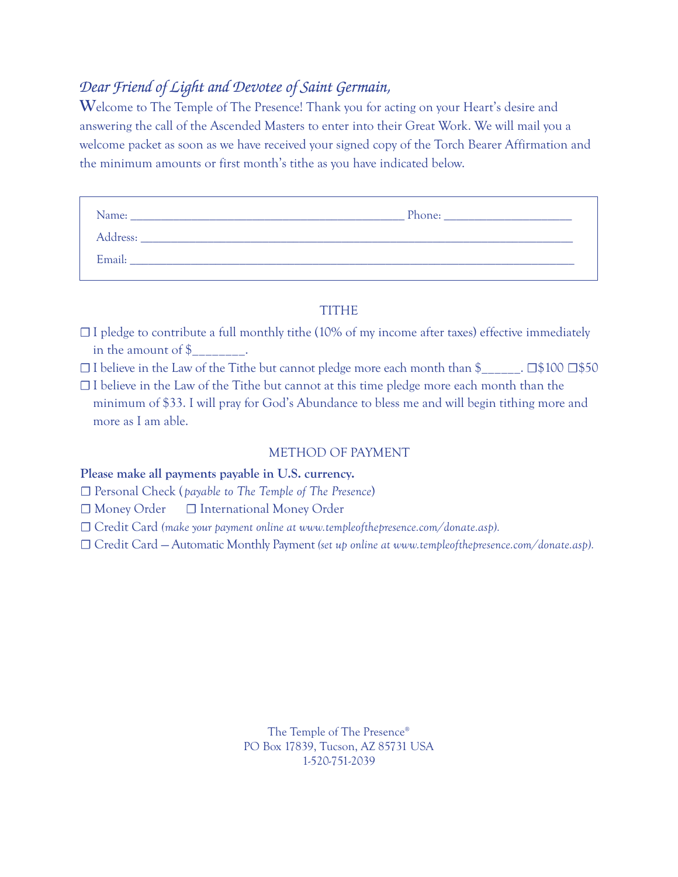*Dear Friend of Light and Devotee of Saint Germain,*

Welcome to The Temple of The Presence! Thank you for acting on your Heart's desire and answering the call of the Ascended Masters to enter into their Great Work. We will mail you a welcome packet as soon as we have received your signed copy of the Torch Bearer Affirmation and the minimum amounts or first month's tithe as you have indicated below.

Name: ______________________________________________ Phone: _____________________

Address: ___________________________________________________________________________

Email: _____________________________________________________________________________

## TITHE

- ☐ I pledge to contribute a full monthly tithe (10% of my income after taxes) effective immediately in the amount of $________.
- ☐ I believe in the Law of the Tithe but cannot pledge more each month than $______. ☐$100 ☐$50
- ☐ I believe in the Law of the Tithe but cannot at this time pledge more each month than the minimum of $33. I will pray for God's Abundance to bless me and will begin tithing more and more as I am able.

## METHOD OF PAYMENT

**Please make all payments payable in U.S. currency.**

- ☐ Personal Check (*payable to The Temple of The Presence*)
- ☐ Money Order ☐ International Money Order
- ☐ Credit Card *(make your payment online at www.templeofthepresence.com/donate.asp).*
- ☐ Credit Card — Automatic Monthly Payment *(set up online at www.templeofthepresence.com/donate.asp).*

The Temple of The Presence®
PO Box 17839, Tucson, AZ 85731 USA
1-520-751-2039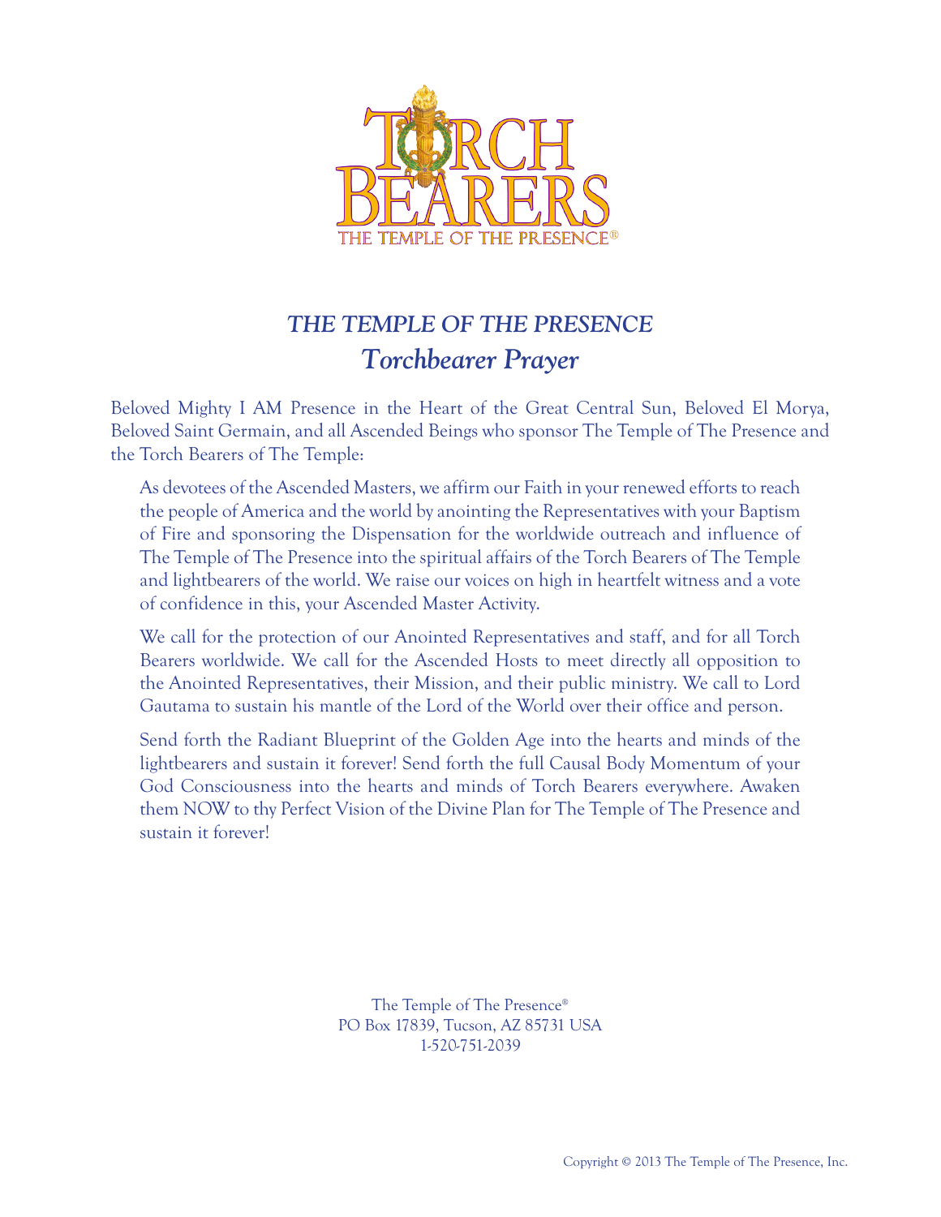# TORCH BEARERS

THE TEMPLE OF THE PRESENCE®

## *THE TEMPLE OF THE PRESENCE*

## *Torchbearer Prayer*

Beloved Mighty I AM Presence in the Heart of the Great Central Sun, Beloved El Morya, Beloved Saint Germain, and all Ascended Beings who sponsor The Temple of The Presence and the Torch Bearers of The Temple:

As devotees of the Ascended Masters, we affirm our Faith in your renewed efforts to reach the people of America and the world by anointing the Representatives with your Baptism of Fire and sponsoring the Dispensation for the worldwide outreach and influence of The Temple of The Presence into the spiritual affairs of the Torch Bearers of The Temple and lightbearers of the world. We raise our voices on high in heartfelt witness and a vote of confidence in this, your Ascended Master Activity.

We call for the protection of our Anointed Representatives and staff, and for all Torch Bearers worldwide. We call for the Ascended Hosts to meet directly all opposition to the Anointed Representatives, their Mission, and their public ministry. We call to Lord Gautama to sustain his mantle of the Lord of the World over their office and person.

Send forth the Radiant Blueprint of the Golden Age into the hearts and minds of the lightbearers and sustain it forever! Send forth the full Causal Body Momentum of your God Consciousness into the hearts and minds of Torch Bearers everywhere. Awaken them NOW to thy Perfect Vision of the Divine Plan for The Temple of The Presence and sustain it forever!

The Temple of The Presence®
PO Box 17839, Tucson, AZ 85731 USA
1-520-751-2039

Copyright © 2013 The Temple of The Presence, Inc.